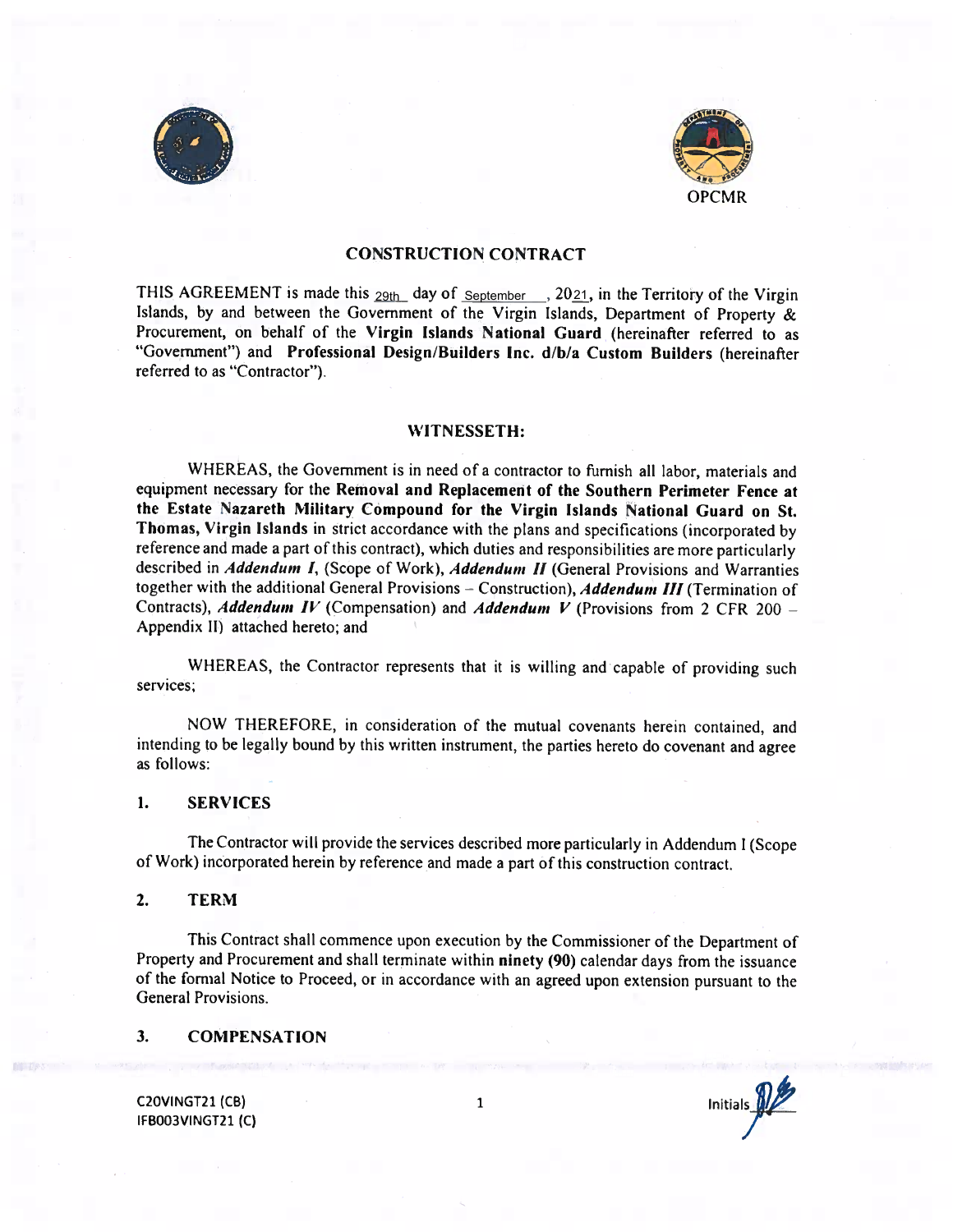OPCMR

# CONSTRUCTION CONTRACT

THIS AGREEMENT is made this 29th day of September, 2021, in the Territory of the Virgin Islands, by and between the Government of the Virgin Islands, Department of Property & Procurement, on behalf of the **Virgin Islands National Guard** (hereinafter referred to as "Government") and **Professional Design/Builders Inc. d/b/a Custom Builders** (hereinafter referred to as "Contractor").

## WITNESSETH:

WHEREAS, the Government is in need of a contractor to furnish all labor, materials and equipment necessary for the **Removal and Replacement of the Southern Perimeter Fence at the Estate Nazareth Military Compound for the Virgin Islands National Guard on St. Thomas, Virgin Islands** in strict accordance with the plans and specifications (incorporated by reference and made a part of this contract), which duties and responsibilities are more particularly described in ***Addendum I***, (Scope of Work), ***Addendum II*** (General Provisions and Warranties together with the additional General Provisions – Construction), ***Addendum III*** (Termination of Contracts), ***Addendum IV*** (Compensation) and ***Addendum V*** (Provisions from 2 CFR 200 – Appendix II) attached hereto; and

WHEREAS, the Contractor represents that it is willing and capable of providing such services;

NOW THEREFORE, in consideration of the mutual covenants herein contained, and intending to be legally bound by this written instrument, the parties hereto do covenant and agree as follows:

## 1. SERVICES

The Contractor will provide the services described more particularly in Addendum I (Scope of Work) incorporated herein by reference and made a part of this construction contract.

## 2. TERM

This Contract shall commence upon execution by the Commissioner of the Department of Property and Procurement and shall terminate within **ninety (90)** calendar days from the issuance of the formal Notice to Proceed, or in accordance with an agreed upon extension pursuant to the General Provisions.

## 3. COMPENSATION

C20VINGT21 (CB)
IFB003VINGT21 (C)

Initials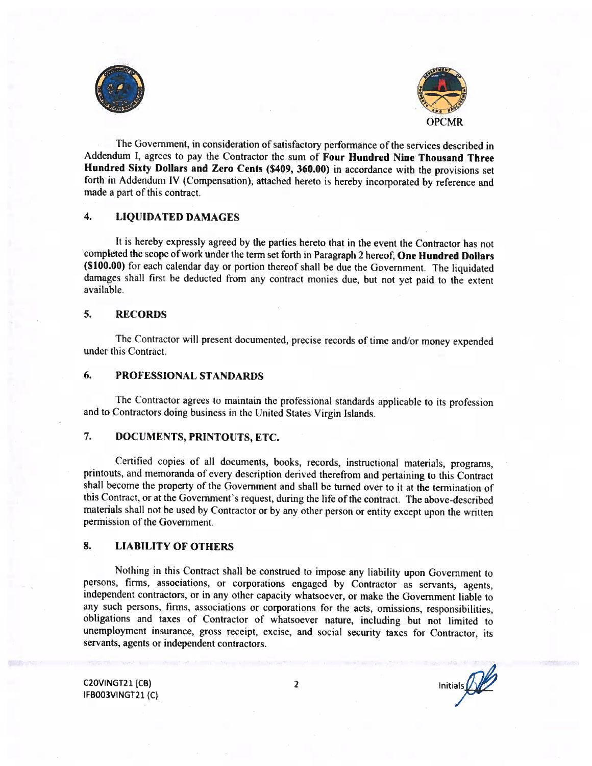OPCMR

The Government, in consideration of satisfactory performance of the services described in Addendum I, agrees to pay the Contractor the sum of **Four Hundred Nine Thousand Three Hundred Sixty Dollars and Zero Cents ($409, 360.00)** in accordance with the provisions set forth in Addendum IV (Compensation), attached hereto is hereby incorporated by reference and made a part of this contract.

## 4. LIQUIDATED DAMAGES

It is hereby expressly agreed by the parties hereto that in the event the Contractor has not completed the scope of work under the term set forth in Paragraph 2 hereof, **One Hundred Dollars ($100.00)** for each calendar day or portion thereof shall be due the Government. The liquidated damages shall first be deducted from any contract monies due, but not yet paid to the extent available.

## 5. RECORDS

The Contractor will present documented, precise records of time and/or money expended under this Contract.

## 6. PROFESSIONAL STANDARDS

The Contractor agrees to maintain the professional standards applicable to its profession and to Contractors doing business in the United States Virgin Islands.

## 7. DOCUMENTS, PRINTOUTS, ETC.

Certified copies of all documents, books, records, instructional materials, programs, printouts, and memoranda of every description derived therefrom and pertaining to this Contract shall become the property of the Government and shall be turned over to it at the termination of this Contract, or at the Government's request, during the life of the contract. The above-described materials shall not be used by Contractor or by any other person or entity except upon the written permission of the Government.

## 8. LIABILITY OF OTHERS

Nothing in this Contract shall be construed to impose any liability upon Government to persons, firms, associations, or corporations engaged by Contractor as servants, agents, independent contractors, or in any other capacity whatsoever, or make the Government liable to any such persons, firms, associations or corporations for the acts, omissions, responsibilities, obligations and taxes of Contractor of whatsoever nature, including but not limited to unemployment insurance, gross receipt, excise, and social security taxes for Contractor, its servants, agents or independent contractors.

C20VINGT21 (CB)
IFB003VINGT21 (C)

Initials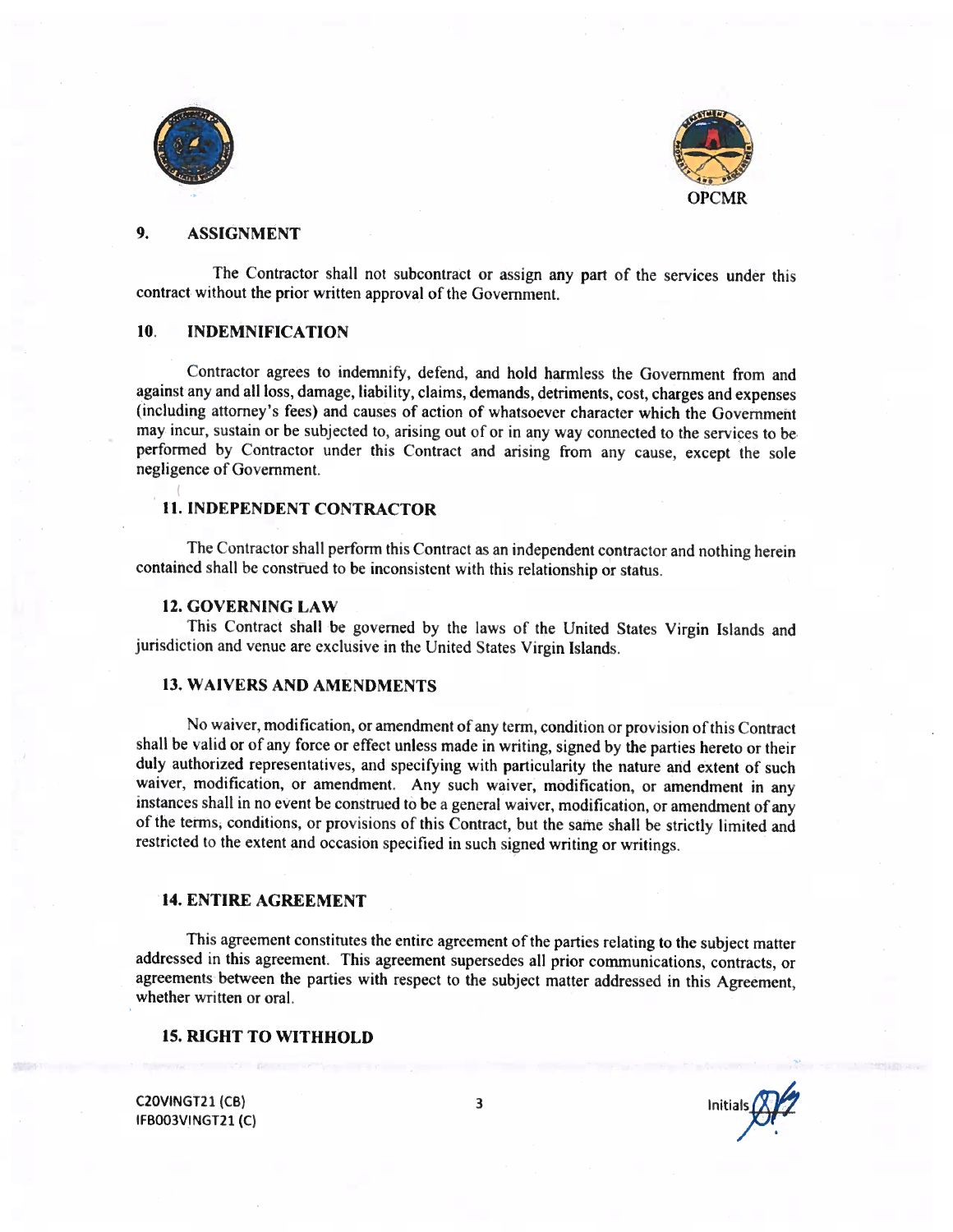## 9. ASSIGNMENT

The Contractor shall not subcontract or assign any part of the services under this contract without the prior written approval of the Government.

## 10. INDEMNIFICATION

Contractor agrees to indemnify, defend, and hold harmless the Government from and against any and all loss, damage, liability, claims, demands, detriments, cost, charges and expenses (including attorney's fees) and causes of action of whatsoever character which the Government may incur, sustain or be subjected to, arising out of or in any way connected to the services to be performed by Contractor under this Contract and arising from any cause, except the sole negligence of Government.

## 11. INDEPENDENT CONTRACTOR

The Contractor shall perform this Contract as an independent contractor and nothing herein contained shall be construed to be inconsistent with this relationship or status.

## 12. GOVERNING LAW

This Contract shall be governed by the laws of the United States Virgin Islands and jurisdiction and venue are exclusive in the United States Virgin Islands.

## 13. WAIVERS AND AMENDMENTS

No waiver, modification, or amendment of any term, condition or provision of this Contract shall be valid or of any force or effect unless made in writing, signed by the parties hereto or their duly authorized representatives, and specifying with particularity the nature and extent of such waiver, modification, or amendment. Any such waiver, modification, or amendment in any instances shall in no event be construed to be a general waiver, modification, or amendment of any of the terms, conditions, or provisions of this Contract, but the same shall be strictly limited and restricted to the extent and occasion specified in such signed writing or writings.

## 14. ENTIRE AGREEMENT

This agreement constitutes the entire agreement of the parties relating to the subject matter addressed in this agreement. This agreement supersedes all prior communications, contracts, or agreements between the parties with respect to the subject matter addressed in this Agreement, whether written or oral.

## 15. RIGHT TO WITHHOLD

C20VINGT21 (CB)
IFB003VINGT21 (C)

Initials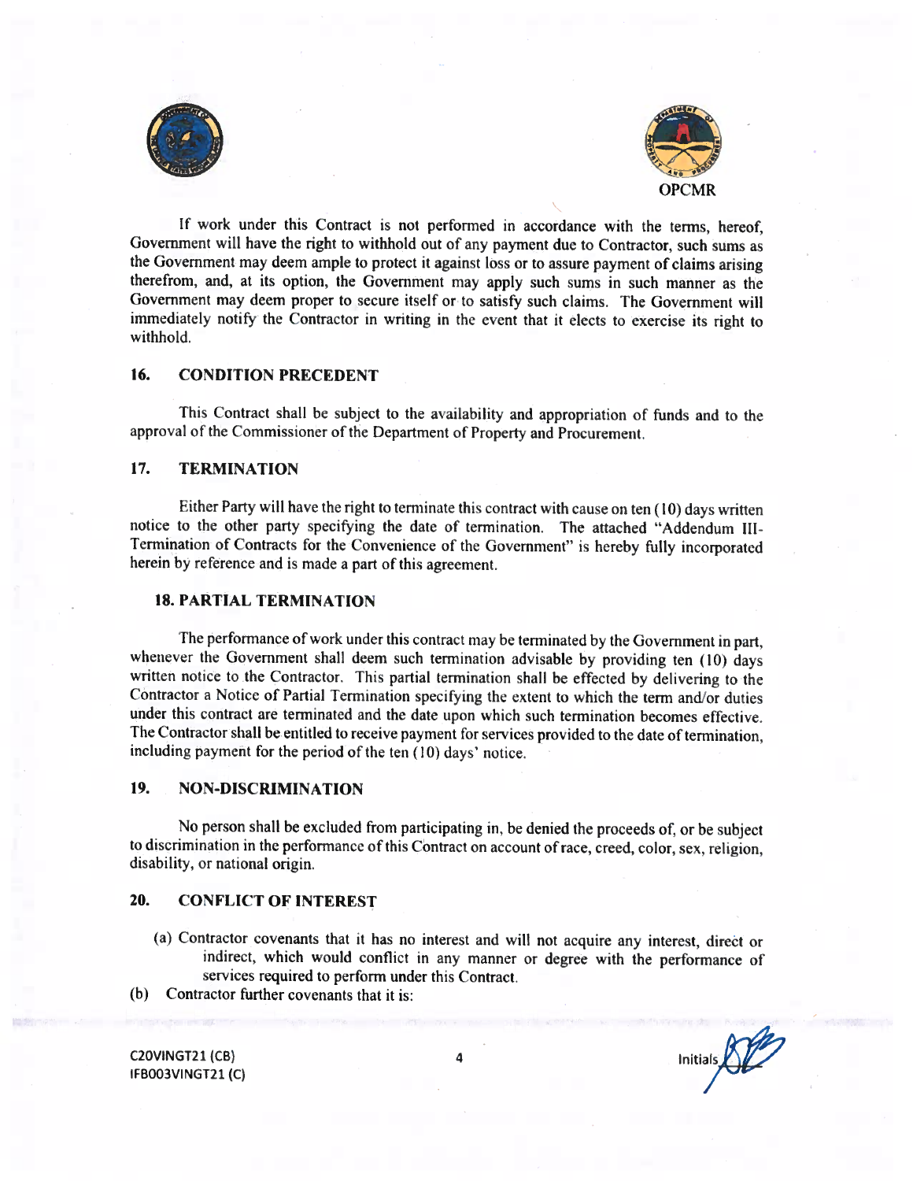If work under this Contract is not performed in accordance with the terms, hereof, Government will have the right to withhold out of any payment due to Contractor, such sums as the Government may deem ample to protect it against loss or to assure payment of claims arising therefrom, and, at its option, the Government may apply such sums in such manner as the Government may deem proper to secure itself or to satisfy such claims. The Government will immediately notify the Contractor in writing in the event that it elects to exercise its right to withhold.

## 16. CONDITION PRECEDENT

This Contract shall be subject to the availability and appropriation of funds and to the approval of the Commissioner of the Department of Property and Procurement.

## 17. TERMINATION

Either Party will have the right to terminate this contract with cause on ten (10) days written notice to the other party specifying the date of termination. The attached "Addendum III-Termination of Contracts for the Convenience of the Government" is hereby fully incorporated herein by reference and is made a part of this agreement.

## 18. PARTIAL TERMINATION

The performance of work under this contract may be terminated by the Government in part, whenever the Government shall deem such termination advisable by providing ten (10) days written notice to the Contractor. This partial termination shall be effected by delivering to the Contractor a Notice of Partial Termination specifying the extent to which the term and/or duties under this contract are terminated and the date upon which such termination becomes effective. The Contractor shall be entitled to receive payment for services provided to the date of termination, including payment for the period of the ten (10) days' notice.

## 19. NON-DISCRIMINATION

No person shall be excluded from participating in, be denied the proceeds of, or be subject to discrimination in the performance of this Contract on account of race, creed, color, sex, religion, disability, or national origin.

## 20. CONFLICT OF INTEREST

(a) Contractor covenants that it has no interest and will not acquire any interest, direct or indirect, which would conflict in any manner or degree with the performance of services required to perform under this Contract.

(b) Contractor further covenants that it is:

C20VINGT21 (CB)
IFB003VINGT21 (C)

Initials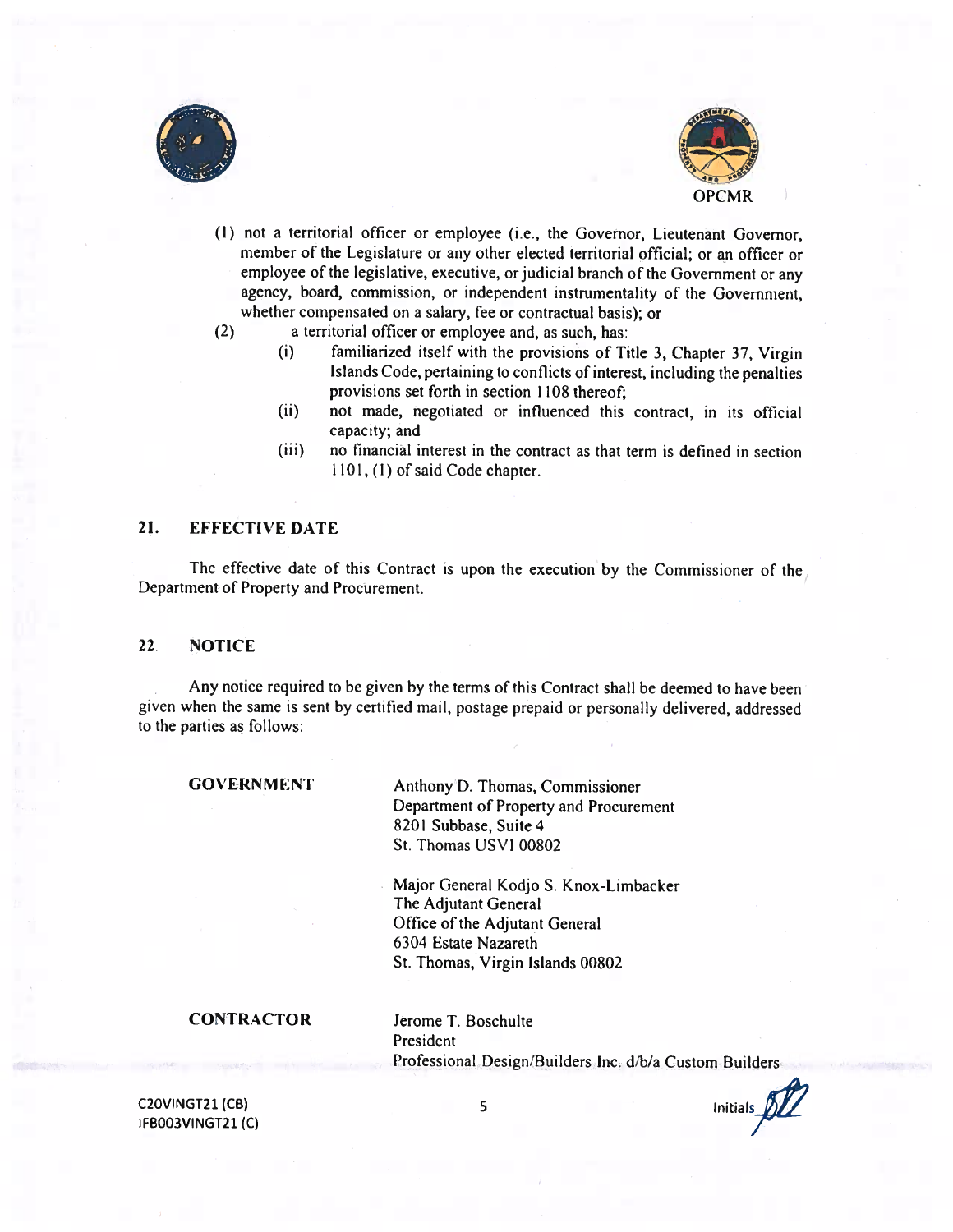(1) not a territorial officer or employee (i.e., the Governor, Lieutenant Governor, member of the Legislature or any other elected territorial official; or an officer or employee of the legislative, executive, or judicial branch of the Government or any agency, board, commission, or independent instrumentality of the Government, whether compensated on a salary, fee or contractual basis); or

(2) a territorial officer or employee and, as such, has:

- (i) familiarized itself with the provisions of Title 3, Chapter 37, Virgin Islands Code, pertaining to conflicts of interest, including the penalties provisions set forth in section 1108 thereof;
- (ii) not made, negotiated or influenced this contract, in its official capacity; and
- (iii) no financial interest in the contract as that term is defined in section 1101, (1) of said Code chapter.

## 21. EFFECTIVE DATE

The effective date of this Contract is upon the execution by the Commissioner of the Department of Property and Procurement.

## 22. NOTICE

Any notice required to be given by the terms of this Contract shall be deemed to have been given when the same is sent by certified mail, postage prepaid or personally delivered, addressed to the parties as follows:

**GOVERNMENT**

Anthony D. Thomas, Commissioner
Department of Property and Procurement
8201 Subbase, Suite 4
St. Thomas USVI 00802

Major General Kodjo S. Knox-Limbacker
The Adjutant General
Office of the Adjutant General
6304 Estate Nazareth
St. Thomas, Virgin Islands 00802

**CONTRACTOR**

Jerome T. Boschulte
President
Professional Design/Builders Inc. d/b/a Custom Builders

C20VINGT21 (CB)
IFB003VINGT21 (C)

Initials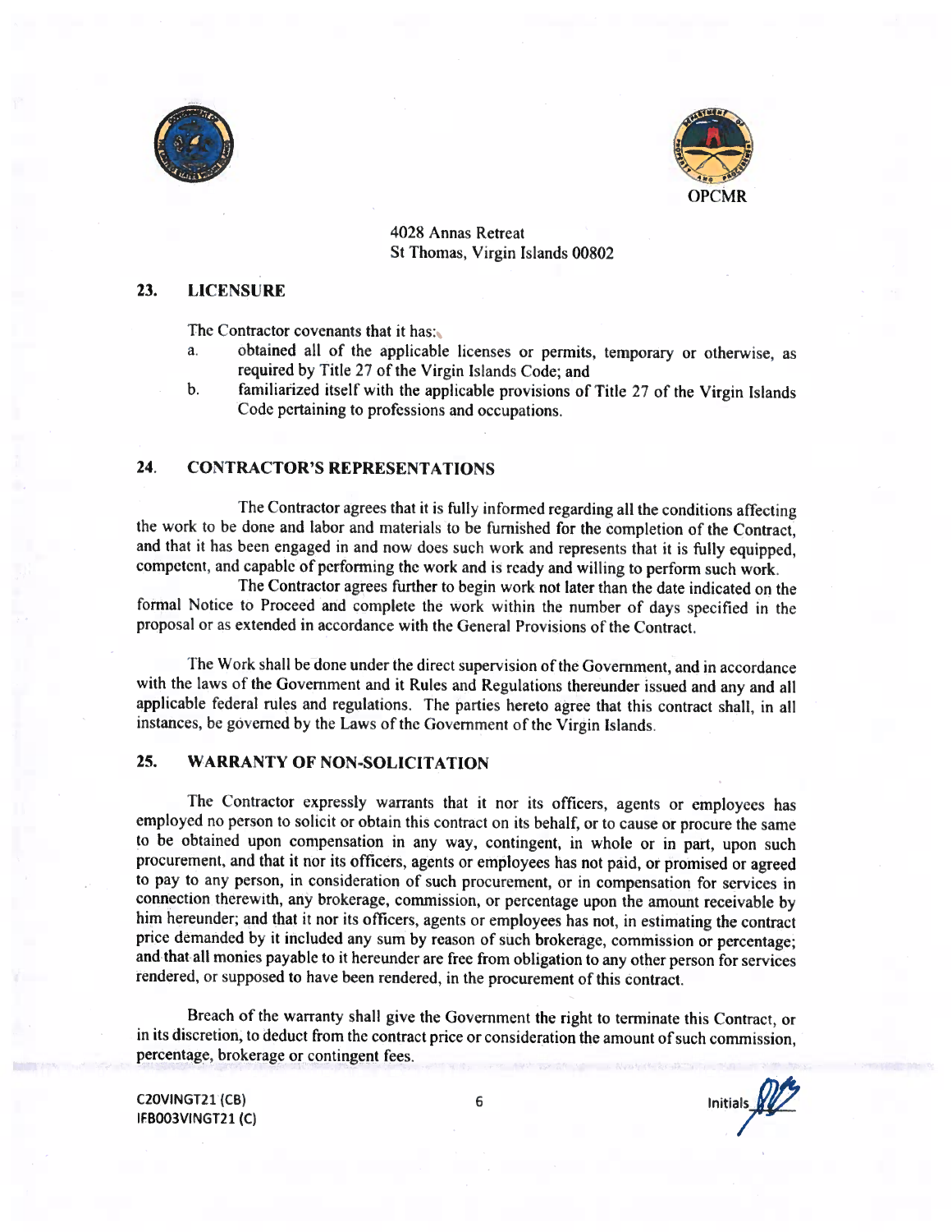OPCMR

4028 Annas Retreat
St Thomas, Virgin Islands 00802

## 23. LICENSURE

The Contractor covenants that it has:

a. obtained all of the applicable licenses or permits, temporary or otherwise, as required by Title 27 of the Virgin Islands Code; and
b. familiarized itself with the applicable provisions of Title 27 of the Virgin Islands Code pertaining to professions and occupations.

## 24. CONTRACTOR'S REPRESENTATIONS

The Contractor agrees that it is fully informed regarding all the conditions affecting the work to be done and labor and materials to be furnished for the completion of the Contract, and that it has been engaged in and now does such work and represents that it is fully equipped, competent, and capable of performing the work and is ready and willing to perform such work.

The Contractor agrees further to begin work not later than the date indicated on the formal Notice to Proceed and complete the work within the number of days specified in the proposal or as extended in accordance with the General Provisions of the Contract.

The Work shall be done under the direct supervision of the Government, and in accordance with the laws of the Government and it Rules and Regulations thereunder issued and any and all applicable federal rules and regulations. The parties hereto agree that this contract shall, in all instances, be governed by the Laws of the Government of the Virgin Islands.

## 25. WARRANTY OF NON-SOLICITATION

The Contractor expressly warrants that it nor its officers, agents or employees has employed no person to solicit or obtain this contract on its behalf, or to cause or procure the same to be obtained upon compensation in any way, contingent, in whole or in part, upon such procurement, and that it nor its officers, agents or employees has not paid, or promised or agreed to pay to any person, in consideration of such procurement, or in compensation for services in connection therewith, any brokerage, commission, or percentage upon the amount receivable by him hereunder; and that it nor its officers, agents or employees has not, in estimating the contract price demanded by it included any sum by reason of such brokerage, commission or percentage; and that all monies payable to it hereunder are free from obligation to any other person for services rendered, or supposed to have been rendered, in the procurement of this contract.

Breach of the warranty shall give the Government the right to terminate this Contract, or in its discretion, to deduct from the contract price or consideration the amount of such commission, percentage, brokerage or contingent fees.

C20VINGT21 (CB)
IFB003VINGT21 (C)

Initials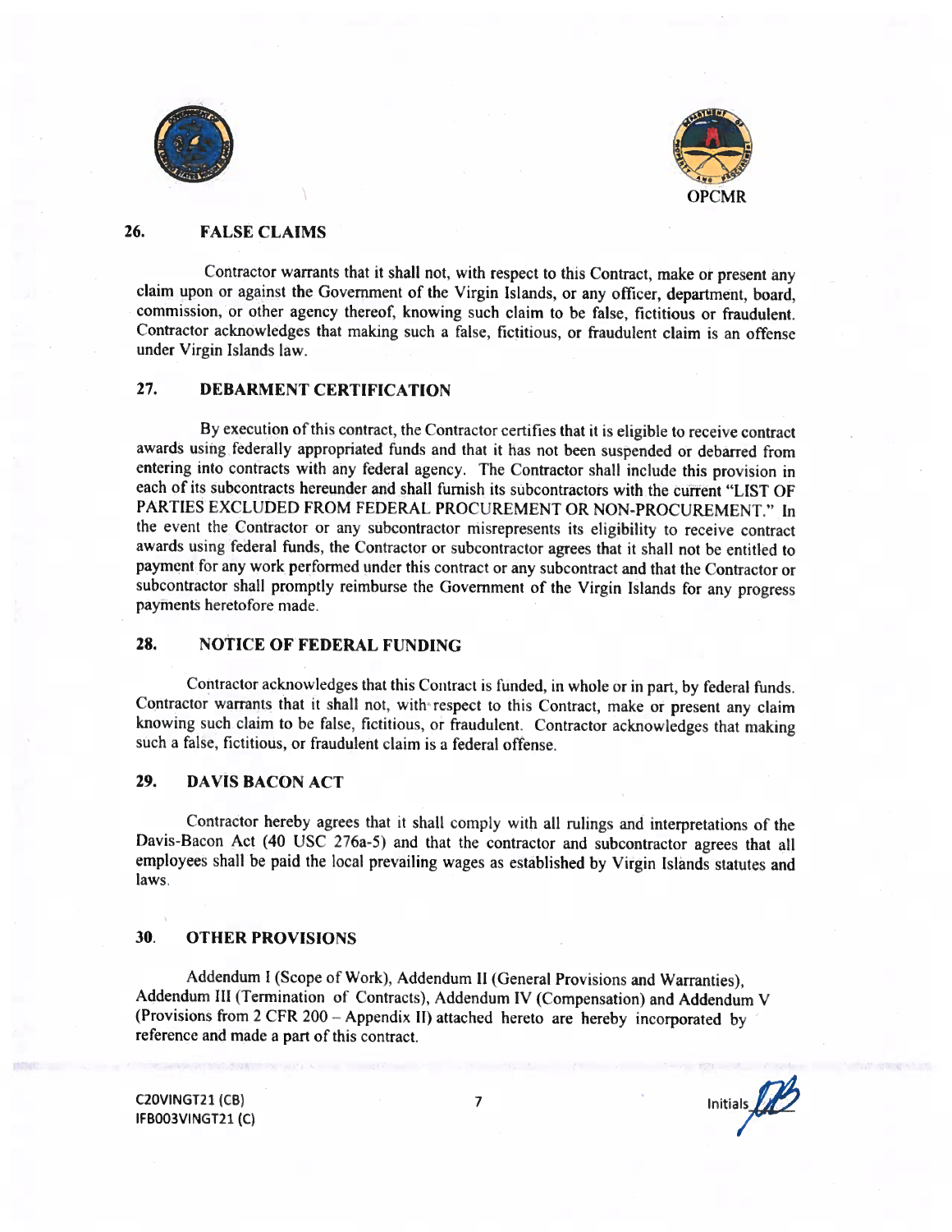## 26. FALSE CLAIMS

Contractor warrants that it shall not, with respect to this Contract, make or present any claim upon or against the Government of the Virgin Islands, or any officer, department, board, commission, or other agency thereof, knowing such claim to be false, fictitious or fraudulent. Contractor acknowledges that making such a false, fictitious, or fraudulent claim is an offense under Virgin Islands law.

## 27. DEBARMENT CERTIFICATION

By execution of this contract, the Contractor certifies that it is eligible to receive contract awards using federally appropriated funds and that it has not been suspended or debarred from entering into contracts with any federal agency. The Contractor shall include this provision in each of its subcontracts hereunder and shall furnish its subcontractors with the current "LIST OF PARTIES EXCLUDED FROM FEDERAL PROCUREMENT OR NON-PROCUREMENT." In the event the Contractor or any subcontractor misrepresents its eligibility to receive contract awards using federal funds, the Contractor or subcontractor agrees that it shall not be entitled to payment for any work performed under this contract or any subcontract and that the Contractor or subcontractor shall promptly reimburse the Government of the Virgin Islands for any progress payments heretofore made.

## 28. NOTICE OF FEDERAL FUNDING

Contractor acknowledges that this Contract is funded, in whole or in part, by federal funds. Contractor warrants that it shall not, with respect to this Contract, make or present any claim knowing such claim to be false, fictitious, or fraudulent. Contractor acknowledges that making such a false, fictitious, or fraudulent claim is a federal offense.

## 29. DAVIS BACON ACT

Contractor hereby agrees that it shall comply with all rulings and interpretations of the Davis-Bacon Act (40 USC 276a-5) and that the contractor and subcontractor agrees that all employees shall be paid the local prevailing wages as established by Virgin Islands statutes and laws.

## 30. OTHER PROVISIONS

Addendum I (Scope of Work), Addendum II (General Provisions and Warranties), Addendum III (Termination of Contracts), Addendum IV (Compensation) and Addendum V (Provisions from 2 CFR 200 – Appendix II) attached hereto are hereby incorporated by reference and made a part of this contract.

C20VINGT21 (CB)
IFB003VINGT21 (C)

Initials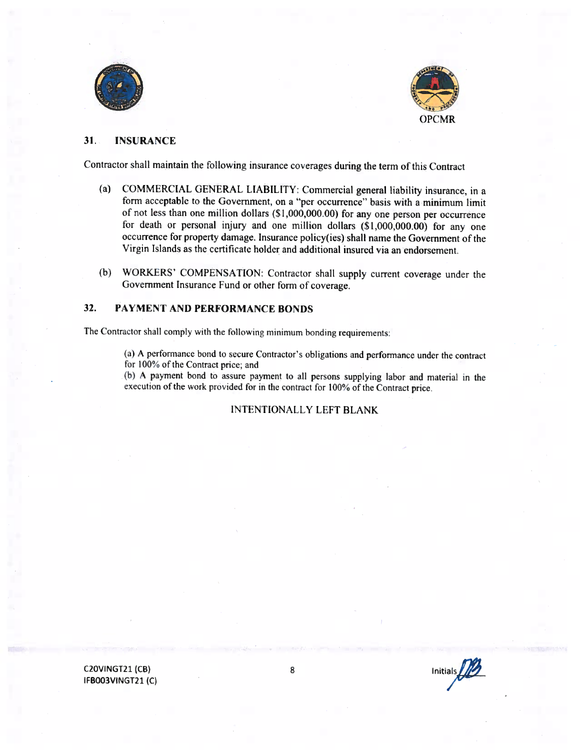## 31. INSURANCE

Contractor shall maintain the following insurance coverages during the term of this Contract

(a) COMMERCIAL GENERAL LIABILITY: Commercial general liability insurance, in a form acceptable to the Government, on a "per occurrence" basis with a minimum limit of not less than one million dollars ($1,000,000.00) for any one person per occurrence for death or personal injury and one million dollars ($1,000,000.00) for any one occurrence for property damage. Insurance policy(ies) shall name the Government of the Virgin Islands as the certificate holder and additional insured via an endorsement.

(b) WORKERS' COMPENSATION: Contractor shall supply current coverage under the Government Insurance Fund or other form of coverage.

## 32. PAYMENT AND PERFORMANCE BONDS

The Contractor shall comply with the following minimum bonding requirements:

(a) A performance bond to secure Contractor's obligations and performance under the contract for 100% of the Contract price; and

(b) A payment bond to assure payment to all persons supplying labor and material in the execution of the work provided for in the contract for 100% of the Contract price.

INTENTIONALLY LEFT BLANK

C20VINGT21 (CB)
IFB003VINGT21 (C)

Initials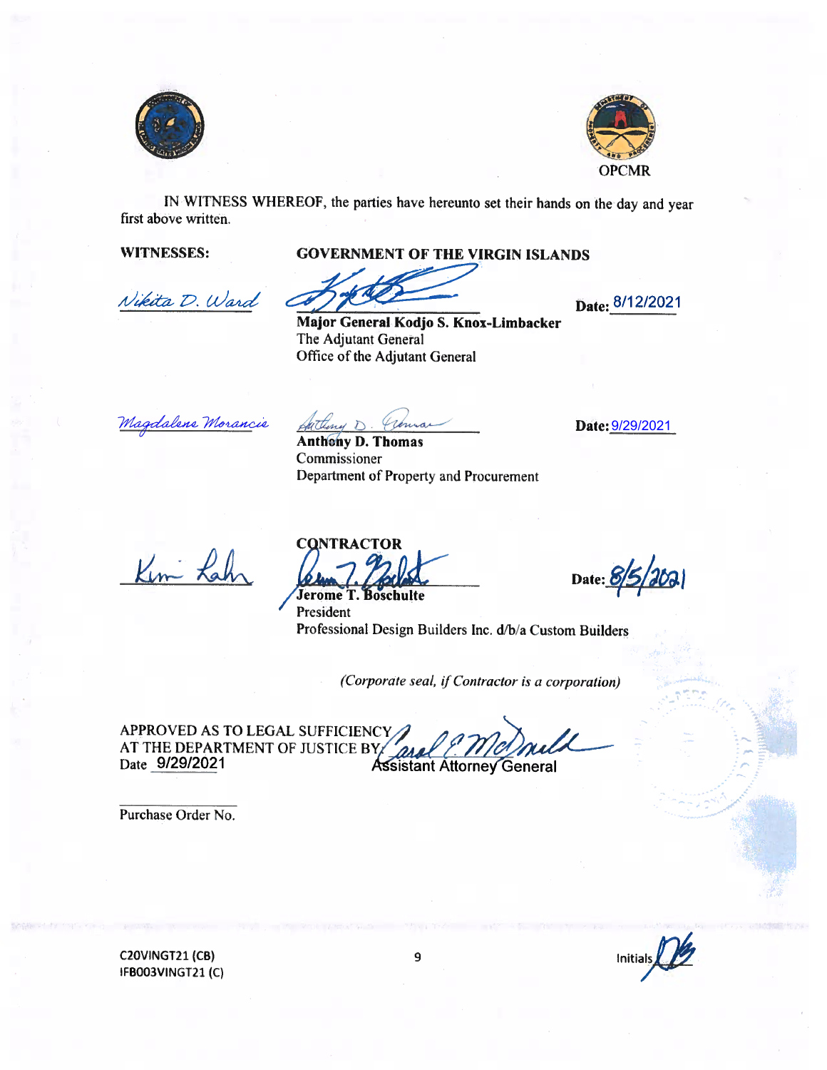OPCMR

IN WITNESS WHEREOF, the parties have hereunto set their hands on the day and year first above written.

**WITNESSES:**

**GOVERNMENT OF THE VIRGIN ISLANDS**

Nikita D. Ward

**Major General Kodjo S. Knox-Limbacker**
The Adjutant General
Office of the Adjutant General

**Date:** 8/12/2021

Magdalene Morancie

Anthony D. Thomas

**Anthony D. Thomas**
Commissioner
Department of Property and Procurement

**Date:** 9/29/2021

Kim Lah

**CONTRACTOR**

**Jerome T. Boschulte**
President
Professional Design Builders Inc. d/b/a Custom Builders

**Date:** 8/5/2021

*(Corporate seal, if Contractor is a corporation)*

APPROVED AS TO LEGAL SUFFICIENCY
AT THE DEPARTMENT OF JUSTICE BY
Date 9/29/2021

Assistant Attorney General

______________
Purchase Order No.

C20VINGT21 (CB)
IFB003VINGT21 (C)

Initials